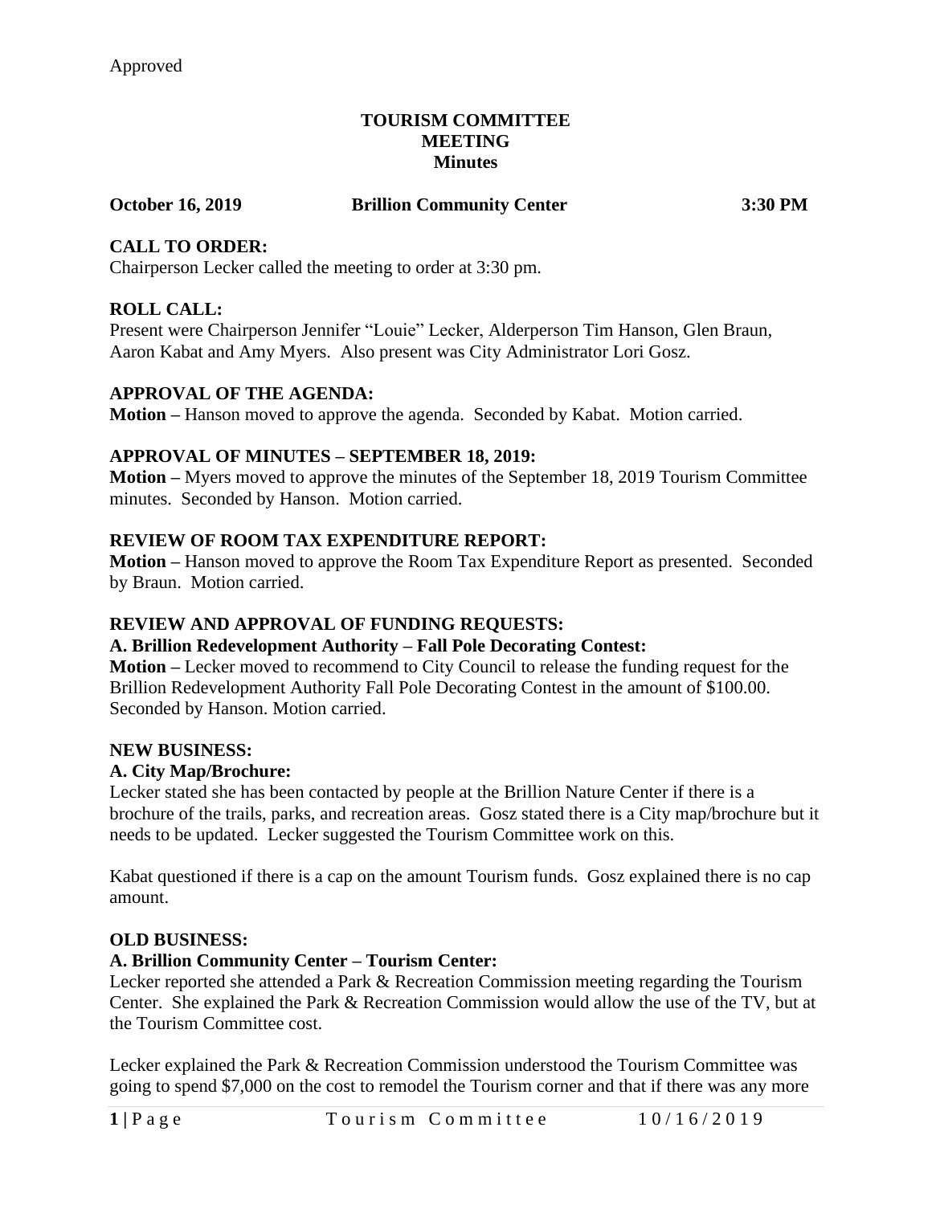Approved

# TOURISM COMMITTEE MEETING Minutes

**October 16, 2019 Brillion Community Center 3:30 PM**

## CALL TO ORDER:

Chairperson Lecker called the meeting to order at 3:30 pm.

## ROLL CALL:

Present were Chairperson Jennifer "Louie" Lecker, Alderperson Tim Hanson, Glen Braun, Aaron Kabat and Amy Myers. Also present was City Administrator Lori Gosz.

## APPROVAL OF THE AGENDA:

**Motion –** Hanson moved to approve the agenda. Seconded by Kabat. Motion carried.

## APPROVAL OF MINUTES – SEPTEMBER 18, 2019:

**Motion –** Myers moved to approve the minutes of the September 18, 2019 Tourism Committee minutes. Seconded by Hanson. Motion carried.

## REVIEW OF ROOM TAX EXPENDITURE REPORT:

**Motion –** Hanson moved to approve the Room Tax Expenditure Report as presented. Seconded by Braun. Motion carried.

## REVIEW AND APPROVAL OF FUNDING REQUESTS:

### A. Brillion Redevelopment Authority – Fall Pole Decorating Contest:

**Motion –** Lecker moved to recommend to City Council to release the funding request for the Brillion Redevelopment Authority Fall Pole Decorating Contest in the amount of $100.00. Seconded by Hanson. Motion carried.

## NEW BUSINESS:

### A. City Map/Brochure:

Lecker stated she has been contacted by people at the Brillion Nature Center if there is a brochure of the trails, parks, and recreation areas. Gosz stated there is a City map/brochure but it needs to be updated. Lecker suggested the Tourism Committee work on this.

Kabat questioned if there is a cap on the amount Tourism funds. Gosz explained there is no cap amount.

## OLD BUSINESS:

### A. Brillion Community Center – Tourism Center:

Lecker reported she attended a Park & Recreation Commission meeting regarding the Tourism Center. She explained the Park & Recreation Commission would allow the use of the TV, but at the Tourism Committee cost.

Lecker explained the Park & Recreation Commission understood the Tourism Committee was going to spend $7,000 on the cost to remodel the Tourism corner and that if there was any more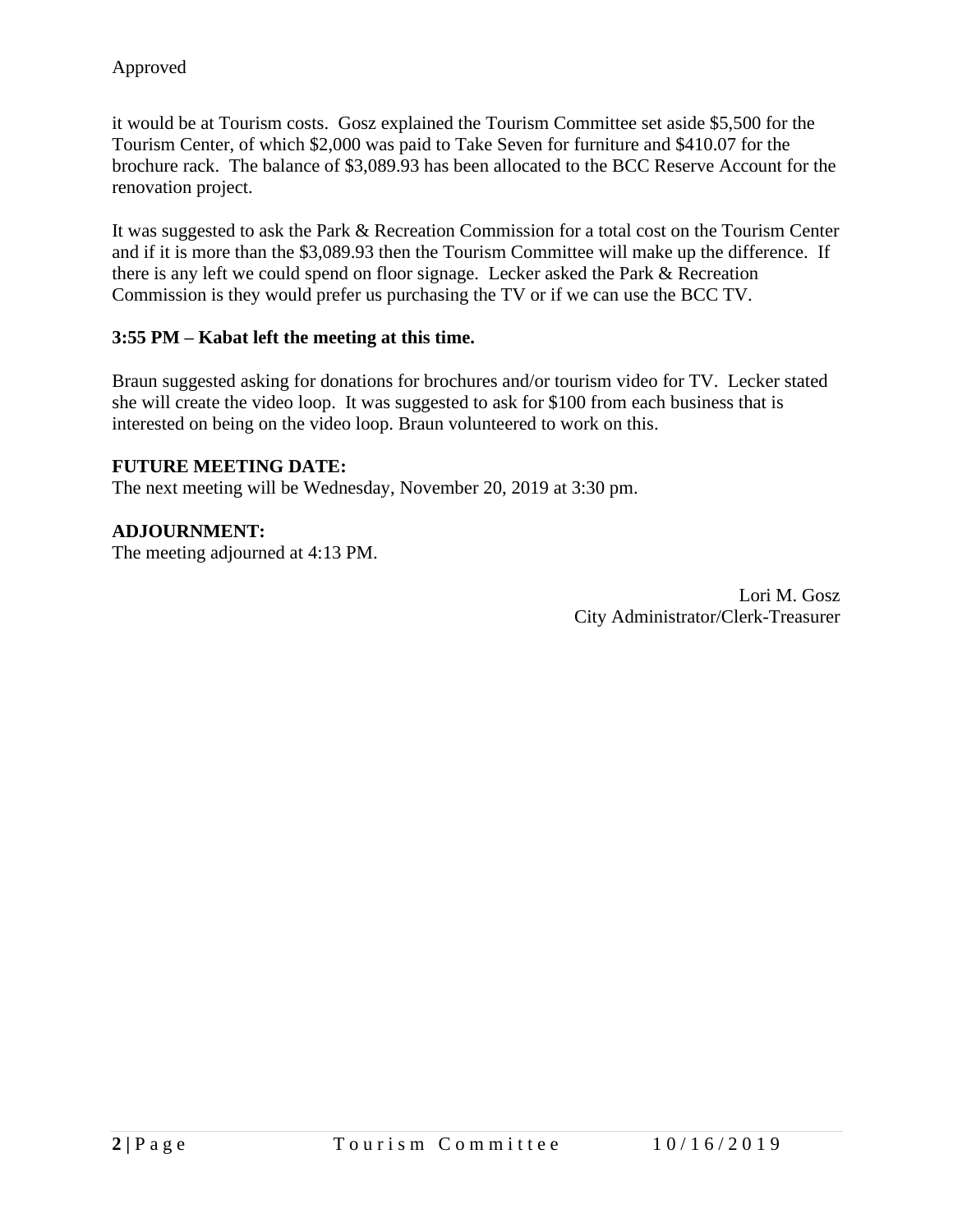Approved

it would be at Tourism costs. Gosz explained the Tourism Committee set aside $5,500 for the Tourism Center, of which $2,000 was paid to Take Seven for furniture and $410.07 for the brochure rack. The balance of $3,089.93 has been allocated to the BCC Reserve Account for the renovation project.

It was suggested to ask the Park & Recreation Commission for a total cost on the Tourism Center and if it is more than the $3,089.93 then the Tourism Committee will make up the difference. If there is any left we could spend on floor signage. Lecker asked the Park & Recreation Commission is they would prefer us purchasing the TV or if we can use the BCC TV.

**3:55 PM – Kabat left the meeting at this time.**

Braun suggested asking for donations for brochures and/or tourism video for TV. Lecker stated she will create the video loop. It was suggested to ask for $100 from each business that is interested on being on the video loop. Braun volunteered to work on this.

**FUTURE MEETING DATE:**
The next meeting will be Wednesday, November 20, 2019 at 3:30 pm.

**ADJOURNMENT:**
The meeting adjourned at 4:13 PM.

Lori M. Gosz
City Administrator/Clerk-Treasurer